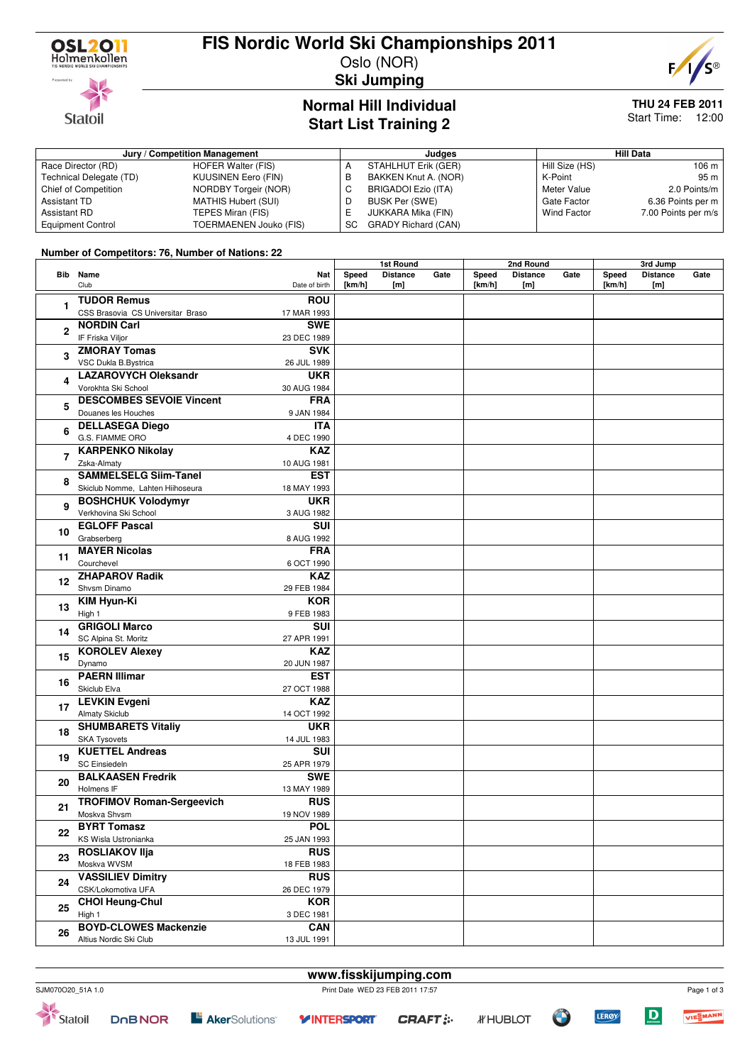# FIS Nordic World Ski Championships 2011

Oslo (NOR)

**Ski Jumping**

## Normal Hill Individual
## Start List Training 2

**THU 24 FEB 2011**
Start Time: 12:00

| Jury / Competition Management | | Judges | | Hill Data | |
|---|---|---|---|---|---|
| Race Director (RD) | HOFER Walter (FIS) | A | STAHLHUT Erik (GER) | Hill Size (HS) | 106 m |
| Technical Delegate (TD) | KUUSINEN Eero (FIN) | B | BAKKEN Knut A. (NOR) | K-Point | 95 m |
| Chief of Competition | NORDBY Torgeir (NOR) | C | BRIGADOI Ezio (ITA) | Meter Value | 2.0 Points/m |
| Assistant TD | MATHIS Hubert (SUI) | D | BUSK Per (SWE) | Gate Factor | 6.36 Points per m |
| Assistant RD | TEPES Miran (FIS) | E | JUKKARA Mika (FIN) | Wind Factor | 7.00 Points per m/s |
| Equipment Control | TOERMAENEN Jouko (FIS) | SC | GRADY Richard (CAN) | | |

**Number of Competitors: 76, Number of Nations: 22**

| Bib | Name / Club | Nat / Date of birth | 1st Round Speed [km/h] | 1st Round Distance [m] | 1st Round Gate | 2nd Round Speed [km/h] | 2nd Round Distance [m] | 2nd Round Gate | 3rd Jump Speed [km/h] | 3rd Jump Distance [m] | 3rd Jump Gate |
|---|---|---|---|---|---|---|---|---|---|---|---|
| 1 | **TUDOR Remus** CSS Brasovia CS Universitar Braso | **ROU** 17 MAR 1993 | | | | | | | | | |
| 2 | **NORDIN Carl** IF Friska Viljor | **SWE** 23 DEC 1989 | | | | | | | | | |
| 3 | **ZMORAY Tomas** VSC Dukla B.Bystrica | **SVK** 26 JUL 1989 | | | | | | | | | |
| 4 | **LAZAROVYCH Oleksandr** Vorokhta Ski School | **UKR** 30 AUG 1984 | | | | | | | | | |
| 5 | **DESCOMBES SEVOIE Vincent** Douanes les Houches | **FRA** 9 JAN 1984 | | | | | | | | | |
| 6 | **DELLASEGA Diego** G.S. FIAMME ORO | **ITA** 4 DEC 1990 | | | | | | | | | |
| 7 | **KARPENKO Nikolay** Zska-Almaty | **KAZ** 10 AUG 1981 | | | | | | | | | |
| 8 | **SAMMELSELG Siim-Tanel** Skiclub Nomme, Lahten Hiihoseura | **EST** 18 MAY 1993 | | | | | | | | | |
| 9 | **BOSHCHUK Volodymyr** Verkhovina Ski School | **UKR** 3 AUG 1982 | | | | | | | | | |
| 10 | **EGLOFF Pascal** Grabserberg | **SUI** 8 AUG 1992 | | | | | | | | | |
| 11 | **MAYER Nicolas** Courchevel | **FRA** 6 OCT 1990 | | | | | | | | | |
| 12 | **ZHAPAROV Radik** Shvsm Dinamo | **KAZ** 29 FEB 1984 | | | | | | | | | |
| 13 | **KIM Hyun-Ki** High 1 | **KOR** 9 FEB 1983 | | | | | | | | | |
| 14 | **GRIGOLI Marco** SC Alpina St. Moritz | **SUI** 27 APR 1991 | | | | | | | | | |
| 15 | **KOROLEV Alexey** Dynamo | **KAZ** 20 JUN 1987 | | | | | | | | | |
| 16 | **PAERN Illimar** Skiclub Elva | **EST** 27 OCT 1988 | | | | | | | | | |
| 17 | **LEVKIN Evgeni** Almaty Skiclub | **KAZ** 14 OCT 1992 | | | | | | | | | |
| 18 | **SHUMBARETS Vitaliy** SKA Tysovets | **UKR** 14 JUL 1983 | | | | | | | | | |
| 19 | **KUETTEL Andreas** SC Einsiedeln | **SUI** 25 APR 1979 | | | | | | | | | |
| 20 | **BALKAASEN Fredrik** Holmens IF | **SWE** 13 MAY 1989 | | | | | | | | | |
| 21 | **TROFIMOV Roman-Sergeevich** Moskva Shvsm | **RUS** 19 NOV 1989 | | | | | | | | | |
| 22 | **BYRT Tomasz** KS Wisla Ustronianka | **POL** 25 JAN 1993 | | | | | | | | | |
| 23 | **ROSLIAKOV Ilja** Moskva WVSM | **RUS** 18 FEB 1983 | | | | | | | | | |
| 24 | **VASSILIEV Dimitry** CSK/Lokomotiva UFA | **RUS** 26 DEC 1979 | | | | | | | | | |
| 25 | **CHOI Heung-Chul** High 1 | **KOR** 3 DEC 1981 | | | | | | | | | |
| 26 | **BOYD-CLOWES Mackenzie** Altius Nordic Ski Club | **CAN** 13 JUL 1991 | | | | | | | | | |

www.fisskijumping.com

SJM070O20_51A 1.0 Print Date WED 23 FEB 2011 17:57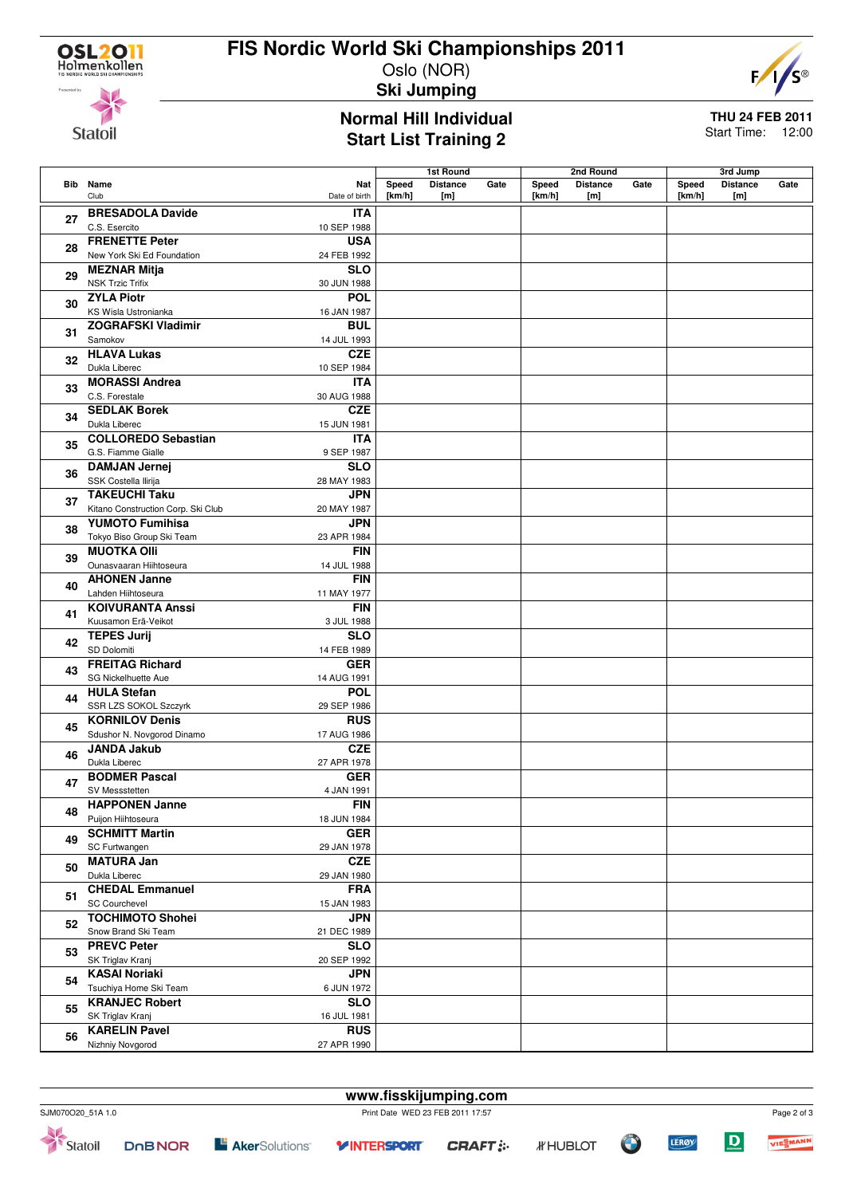# FIS Nordic World Ski Championships 2011

Oslo (NOR)

**Ski Jumping**

## Normal Hill Individual
## Start List Training 2

**THU 24 FEB 2011**
Start Time: 12:00

| Bib | Name / Club | Nat / Date of birth | 1st Round Speed [km/h] | 1st Round Distance [m] | 1st Round Gate | 2nd Round Speed [km/h] | 2nd Round Distance [m] | 2nd Round Gate | 3rd Jump Speed [km/h] | 3rd Jump Distance [m] | 3rd Jump Gate |
|---|---|---|---|---|---|---|---|---|---|---|---|
| 27 | **BRESADOLA Davide** C.S. Esercito | **ITA** 10 SEP 1988 | | | | | | | | | |
| 28 | **FRENETTE Peter** New York Ski Ed Foundation | **USA** 24 FEB 1992 | | | | | | | | | |
| 29 | **MEZNAR Mitja** NSK Trzic Trifix | **SLO** 30 JUN 1988 | | | | | | | | | |
| 30 | **ZYLA Piotr** KS Wisla Ustronianka | **POL** 16 JAN 1987 | | | | | | | | | |
| 31 | **ZOGRAFSKI Vladimir** Samokov | **BUL** 14 JUL 1993 | | | | | | | | | |
| 32 | **HLAVA Lukas** Dukla Liberec | **CZE** 10 SEP 1984 | | | | | | | | | |
| 33 | **MORASSI Andrea** C.S. Forestale | **ITA** 30 AUG 1988 | | | | | | | | | |
| 34 | **SEDLAK Borek** Dukla Liberec | **CZE** 15 JUN 1981 | | | | | | | | | |
| 35 | **COLLOREDO Sebastian** G.S. Fiamme Gialle | **ITA** 9 SEP 1987 | | | | | | | | | |
| 36 | **DAMJAN Jernej** SSK Costella Ilirija | **SLO** 28 MAY 1983 | | | | | | | | | |
| 37 | **TAKEUCHI Taku** Kitano Construction Corp. Ski Club | **JPN** 20 MAY 1987 | | | | | | | | | |
| 38 | **YUMOTO Fumihisa** Tokyo Biso Group Ski Team | **JPN** 23 APR 1984 | | | | | | | | | |
| 39 | **MUOTKA Olli** Ounasvaaran Hiihtoseura | **FIN** 14 JUL 1988 | | | | | | | | | |
| 40 | **AHONEN Janne** Lahden Hiihtoseura | **FIN** 11 MAY 1977 | | | | | | | | | |
| 41 | **KOIVURANTA Anssi** Kuusamon Erä-Veikot | **FIN** 3 JUL 1988 | | | | | | | | | |
| 42 | **TEPES Jurij** SD Dolomiti | **SLO** 14 FEB 1989 | | | | | | | | | |
| 43 | **FREITAG Richard** SG Nickelhuette Aue | **GER** 14 AUG 1991 | | | | | | | | | |
| 44 | **HULA Stefan** SSR LZS SOKOL Szczyrk | **POL** 29 SEP 1986 | | | | | | | | | |
| 45 | **KORNILOV Denis** Sdushor N. Novgorod Dinamo | **RUS** 17 AUG 1986 | | | | | | | | | |
| 46 | **JANDA Jakub** Dukla Liberec | **CZE** 27 APR 1978 | | | | | | | | | |
| 47 | **BODMER Pascal** SV Messstetten | **GER** 4 JAN 1991 | | | | | | | | | |
| 48 | **HAPPONEN Janne** Puijon Hiihtoseura | **FIN** 18 JUN 1984 | | | | | | | | | |
| 49 | **SCHMITT Martin** SC Furtwangen | **GER** 29 JAN 1978 | | | | | | | | | |
| 50 | **MATURA Jan** Dukla Liberec | **CZE** 29 JAN 1980 | | | | | | | | | |
| 51 | **CHEDAL Emmanuel** SC Courchevel | **FRA** 15 JAN 1983 | | | | | | | | | |
| 52 | **TOCHIMOTO Shohei** Snow Brand Ski Team | **JPN** 21 DEC 1989 | | | | | | | | | |
| 53 | **PREVC Peter** SK Triglav Kranj | **SLO** 20 SEP 1992 | | | | | | | | | |
| 54 | **KASAI Noriaki** Tsuchiya Home Ski Team | **JPN** 6 JUN 1972 | | | | | | | | | |
| 55 | **KRANJEC Robert** SK Triglav Kranj | **SLO** 16 JUL 1981 | | | | | | | | | |
| 56 | **KARELIN Pavel** Nizhniy Novgorod | **RUS** 27 APR 1990 | | | | | | | | | |

www.fisskijumping.com

SJM070O20_51A 1.0 — Print Date WED 23 FEB 2011 17:57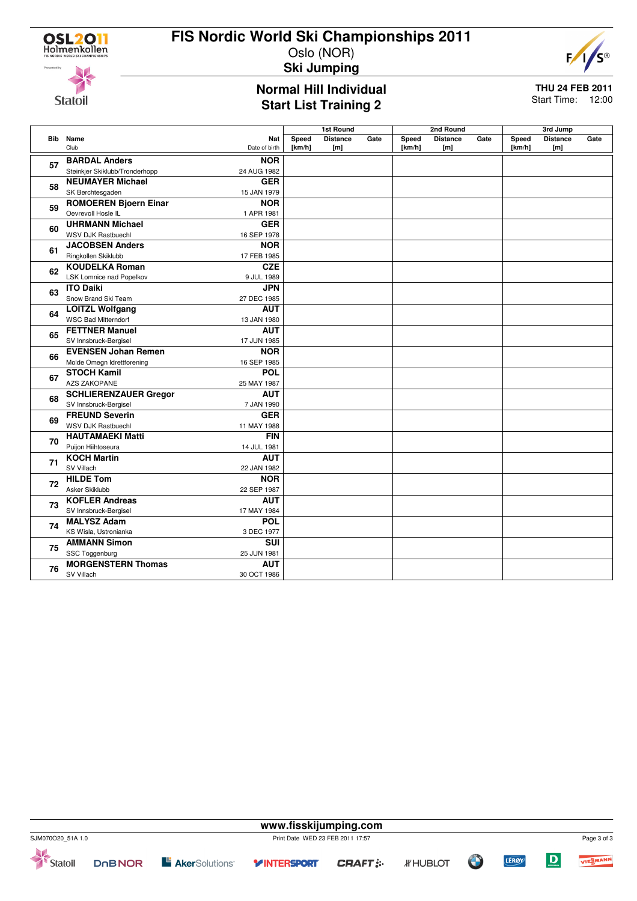# FIS Nordic World Ski Championships 2011

Oslo (NOR)

**Ski Jumping**

## Normal Hill Individual
## Start List Training 2

**THU 24 FEB 2011**
Start Time: 12:00

| Bib | Name / Club | Nat / Date of birth | 1st Round Speed [km/h] | 1st Round Distance [m] | 1st Round Gate | 2nd Round Speed [km/h] | 2nd Round Distance [m] | 2nd Round Gate | 3rd Jump Speed [km/h] | 3rd Jump Distance [m] | 3rd Jump Gate |
|---|---|---|---|---|---|---|---|---|---|---|---|
| 57 | **BARDAL Anders** Steinkjer Skiklubb/Tronderhopp | **NOR** 24 AUG 1982 | | | | | | | | | |
| 58 | **NEUMAYER Michael** SK Berchtesgaden | **GER** 15 JAN 1979 | | | | | | | | | |
| 59 | **ROMOEREN Bjoern Einar** Oevrevoll Hosle IL | **NOR** 1 APR 1981 | | | | | | | | | |
| 60 | **UHRMANN Michael** WSV DJK Rastbuechl | **GER** 16 SEP 1978 | | | | | | | | | |
| 61 | **JACOBSEN Anders** Ringkollen Skiklubb | **NOR** 17 FEB 1985 | | | | | | | | | |
| 62 | **KOUDELKA Roman** LSK Lomnice nad Popelkov | **CZE** 9 JUL 1989 | | | | | | | | | |
| 63 | **ITO Daiki** Snow Brand Ski Team | **JPN** 27 DEC 1985 | | | | | | | | | |
| 64 | **LOITZL Wolfgang** WSC Bad Mitterndorf | **AUT** 13 JAN 1980 | | | | | | | | | |
| 65 | **FETTNER Manuel** SV Innsbruck-Bergisel | **AUT** 17 JUN 1985 | | | | | | | | | |
| 66 | **EVENSEN Johan Remen** Molde Omegn Idrettforening | **NOR** 16 SEP 1985 | | | | | | | | | |
| 67 | **STOCH Kamil** AZS ZAKOPANE | **POL** 25 MAY 1987 | | | | | | | | | |
| 68 | **SCHLIERENZAUER Gregor** SV Innsbruck-Bergisel | **AUT** 7 JAN 1990 | | | | | | | | | |
| 69 | **FREUND Severin** WSV DJK Rastbuechl | **GER** 11 MAY 1988 | | | | | | | | | |
| 70 | **HAUTAMAEKI Matti** Puijon Hiihtoseura | **FIN** 14 JUL 1981 | | | | | | | | | |
| 71 | **KOCH Martin** SV Villach | **AUT** 22 JAN 1982 | | | | | | | | | |
| 72 | **HILDE Tom** Asker Skiklubb | **NOR** 22 SEP 1987 | | | | | | | | | |
| 73 | **KOFLER Andreas** SV Innsbruck-Bergisel | **AUT** 17 MAY 1984 | | | | | | | | | |
| 74 | **MALYSZ Adam** KS Wisla, Ustronianka | **POL** 3 DEC 1977 | | | | | | | | | |
| 75 | **AMMANN Simon** SSC Toggenburg | **SUI** 25 JUN 1981 | | | | | | | | | |
| 76 | **MORGENSTERN Thomas** SV Villach | **AUT** 30 OCT 1986 | | | | | | | | | |

www.fisskijumping.com

SJM070O20_51A 1.0 Print Date WED 23 FEB 2011 17:57